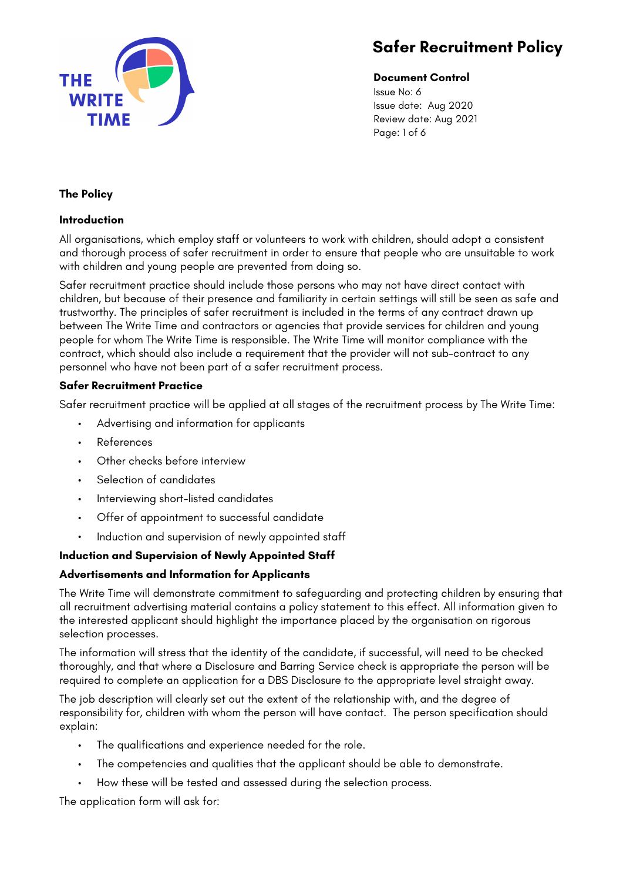# Safer Recruitment Policy

**Document Control**
Issue No: 6
Issue date: Aug 2020
Review date: Aug 2021

## The Policy

### Introduction

All organisations, which employ staff or volunteers to work with children, should adopt a consistent and thorough process of safer recruitment in order to ensure that people who are unsuitable to work with children and young people are prevented from doing so.

Safer recruitment practice should include those persons who may not have direct contact with children, but because of their presence and familiarity in certain settings will still be seen as safe and trustworthy. The principles of safer recruitment is included in the terms of any contract drawn up between The Write Time and contractors or agencies that provide services for children and young people for whom The Write Time is responsible. The Write Time will monitor compliance with the contract, which should also include a requirement that the provider will not sub-contract to any personnel who have not been part of a safer recruitment process.

### Safer Recruitment Practice

Safer recruitment practice will be applied at all stages of the recruitment process by The Write Time:

- Advertising and information for applicants
- References
- Other checks before interview
- Selection of candidates
- Interviewing short-listed candidates
- Offer of appointment to successful candidate
- Induction and supervision of newly appointed staff

### Induction and Supervision of Newly Appointed Staff

### Advertisements and Information for Applicants

The Write Time will demonstrate commitment to safeguarding and protecting children by ensuring that all recruitment advertising material contains a policy statement to this effect. All information given to the interested applicant should highlight the importance placed by the organisation on rigorous selection processes.

The information will stress that the identity of the candidate, if successful, will need to be checked thoroughly, and that where a Disclosure and Barring Service check is appropriate the person will be required to complete an application for a DBS Disclosure to the appropriate level straight away.

The job description will clearly set out the extent of the relationship with, and the degree of responsibility for, children with whom the person will have contact. The person specification should explain:

- The qualifications and experience needed for the role.
- The competencies and qualities that the applicant should be able to demonstrate.
- How these will be tested and assessed during the selection process.

The application form will ask for: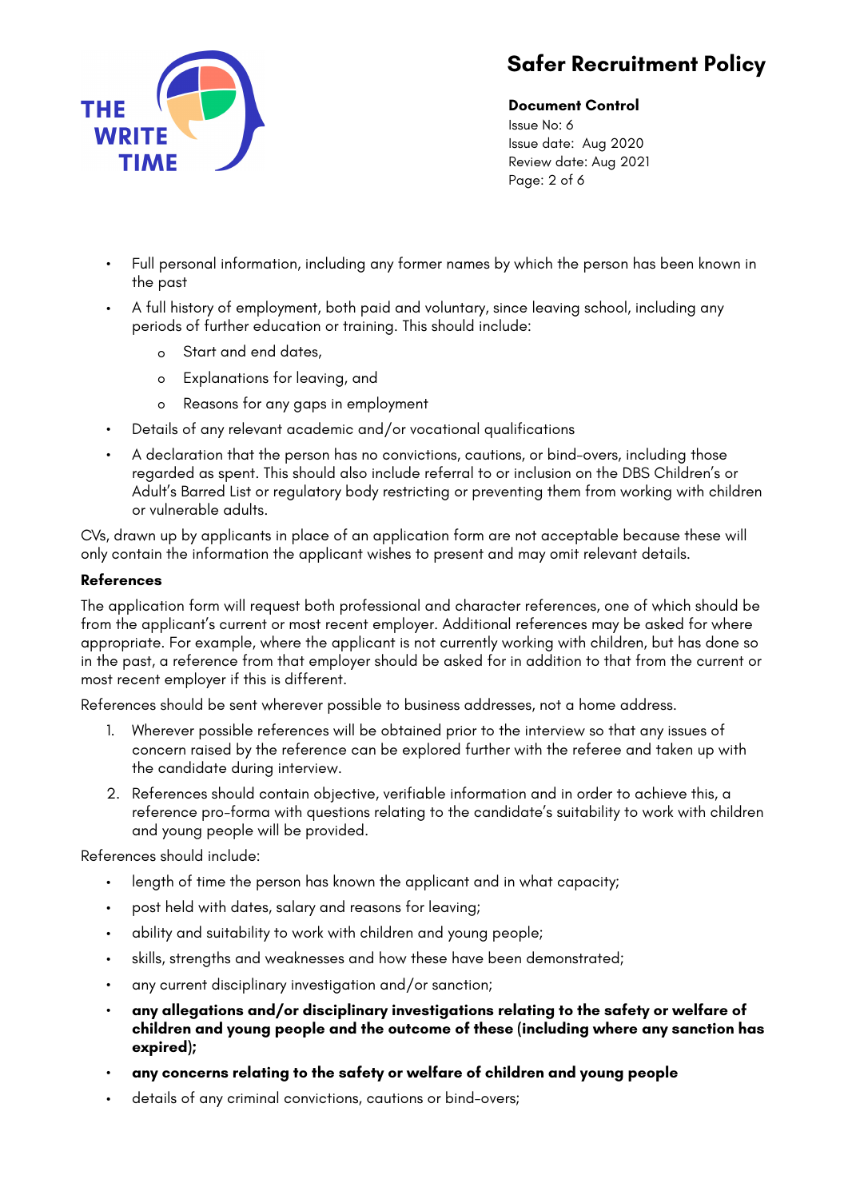- Full personal information, including any former names by which the person has been known in the past
- A full history of employment, both paid and voluntary, since leaving school, including any periods of further education or training. This should include:
    - Start and end dates,
    - Explanations for leaving, and
    - Reasons for any gaps in employment
- Details of any relevant academic and/or vocational qualifications
- A declaration that the person has no convictions, cautions, or bind-overs, including those regarded as spent. This should also include referral to or inclusion on the DBS Children's or Adult's Barred List or regulatory body restricting or preventing them from working with children or vulnerable adults.

CVs, drawn up by applicants in place of an application form are not acceptable because these will only contain the information the applicant wishes to present and may omit relevant details.

**References**

The application form will request both professional and character references, one of which should be from the applicant's current or most recent employer. Additional references may be asked for where appropriate. For example, where the applicant is not currently working with children, but has done so in the past, a reference from that employer should be asked for in addition to that from the current or most recent employer if this is different.

References should be sent wherever possible to business addresses, not a home address.

1. Wherever possible references will be obtained prior to the interview so that any issues of concern raised by the reference can be explored further with the referee and taken up with the candidate during interview.
2. References should contain objective, verifiable information and in order to achieve this, a reference pro-forma with questions relating to the candidate's suitability to work with children and young people will be provided.

References should include:

- length of time the person has known the applicant and in what capacity;
- post held with dates, salary and reasons for leaving;
- ability and suitability to work with children and young people;
- skills, strengths and weaknesses and how these have been demonstrated;
- any current disciplinary investigation and/or sanction;
- **any allegations and/or disciplinary investigations relating to the safety or welfare of children and young people and the outcome of these (including where any sanction has expired);**
- **any concerns relating to the safety or welfare of children and young people**
- details of any criminal convictions, cautions or bind-overs;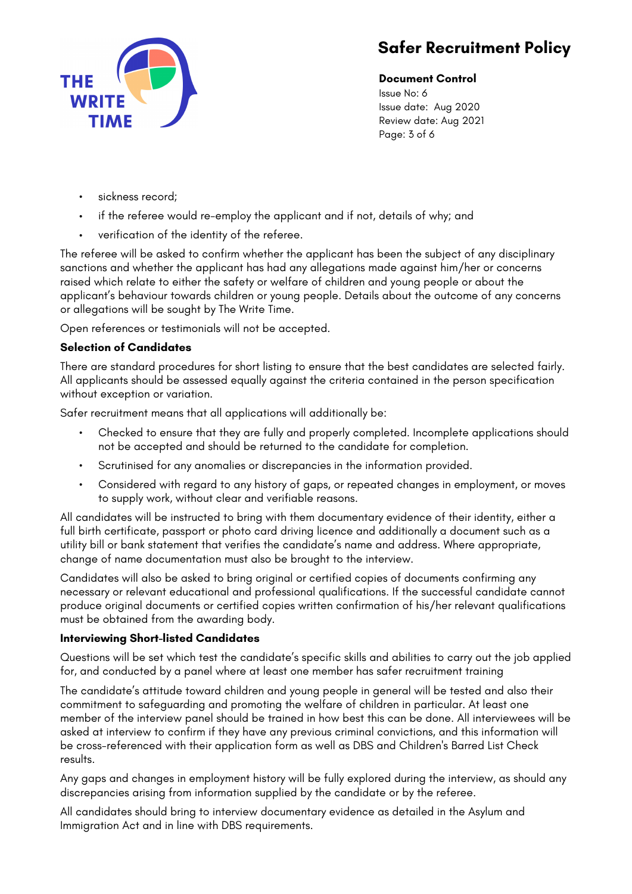- sickness record;
- if the referee would re-employ the applicant and if not, details of why; and
- verification of the identity of the referee.

The referee will be asked to confirm whether the applicant has been the subject of any disciplinary sanctions and whether the applicant has had any allegations made against him/her or concerns raised which relate to either the safety or welfare of children and young people or about the applicant's behaviour towards children or young people. Details about the outcome of any concerns or allegations will be sought by The Write Time.

Open references or testimonials will not be accepted.

**Selection of Candidates**

There are standard procedures for short listing to ensure that the best candidates are selected fairly. All applicants should be assessed equally against the criteria contained in the person specification without exception or variation.

Safer recruitment means that all applications will additionally be:

- Checked to ensure that they are fully and properly completed. Incomplete applications should not be accepted and should be returned to the candidate for completion.
- Scrutinised for any anomalies or discrepancies in the information provided.
- Considered with regard to any history of gaps, or repeated changes in employment, or moves to supply work, without clear and verifiable reasons.

All candidates will be instructed to bring with them documentary evidence of their identity, either a full birth certificate, passport or photo card driving licence and additionally a document such as a utility bill or bank statement that verifies the candidate's name and address. Where appropriate, change of name documentation must also be brought to the interview.

Candidates will also be asked to bring original or certified copies of documents confirming any necessary or relevant educational and professional qualifications. If the successful candidate cannot produce original documents or certified copies written confirmation of his/her relevant qualifications must be obtained from the awarding body.

**Interviewing Short-listed Candidates**

Questions will be set which test the candidate's specific skills and abilities to carry out the job applied for, and conducted by a panel where at least one member has safer recruitment training

The candidate's attitude toward children and young people in general will be tested and also their commitment to safeguarding and promoting the welfare of children in particular. At least one member of the interview panel should be trained in how best this can be done. All interviewees will be asked at interview to confirm if they have any previous criminal convictions, and this information will be cross-referenced with their application form as well as DBS and Children's Barred List Check results.

Any gaps and changes in employment history will be fully explored during the interview, as should any discrepancies arising from information supplied by the candidate or by the referee.

All candidates should bring to interview documentary evidence as detailed in the Asylum and Immigration Act and in line with DBS requirements.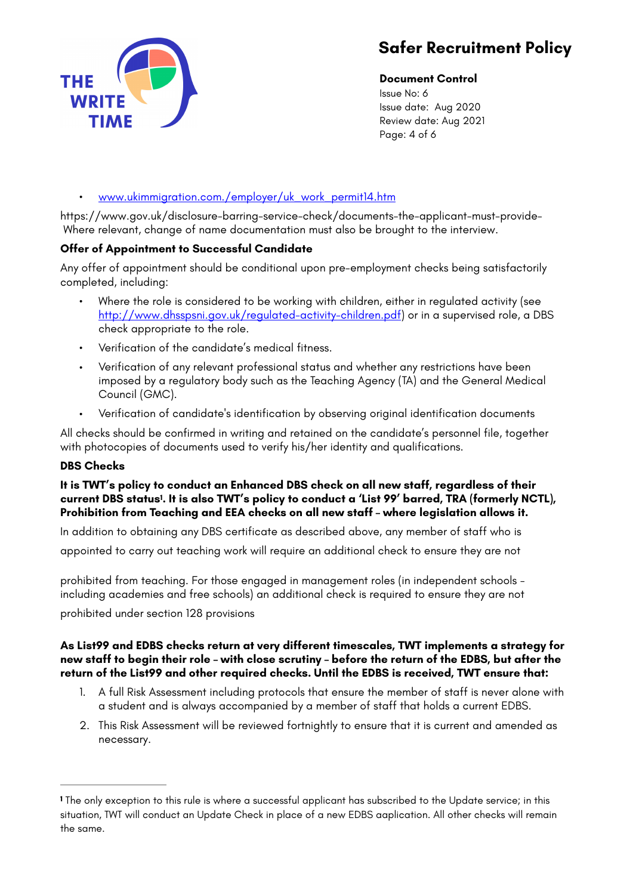- [www.ukimmigration.com./employer/uk_work_permit14.htm](www.ukimmigration.com./employer/uk_work_permit14.htm)

https://www.gov.uk/disclosure-barring-service-check/documents-the-applicant-must-provide- Where relevant, change of name documentation must also be brought to the interview.

**Offer of Appointment to Successful Candidate**

Any offer of appointment should be conditional upon pre-employment checks being satisfactorily completed, including:

- Where the role is considered to be working with children, either in regulated activity (see [http://www.dhsspsni.gov.uk/regulated-activity-children.pdf](http://www.dhsspsni.gov.uk/regulated-activity-children.pdf)) or in a supervised role, a DBS check appropriate to the role.
- Verification of the candidate's medical fitness.
- Verification of any relevant professional status and whether any restrictions have been imposed by a regulatory body such as the Teaching Agency (TA) and the General Medical Council (GMC).
- Verification of candidate's identification by observing original identification documents

All checks should be confirmed in writing and retained on the candidate's personnel file, together with photocopies of documents used to verify his/her identity and qualifications.

**DBS Checks**

**It is TWT's policy to conduct an Enhanced DBS check on all new staff, regardless of their current DBS status[1]. It is also TWT's policy to conduct a 'List 99' barred, TRA (formerly NCTL), Prohibition from Teaching and EEA checks on all new staff – where legislation allows it.**

In addition to obtaining any DBS certificate as described above, any member of staff who is appointed to carry out teaching work will require an additional check to ensure they are not prohibited from teaching. For those engaged in management roles (in independent schools – including academies and free schools) an additional check is required to ensure they are not prohibited under section 128 provisions

**As List99 and EDBS checks return at very different timescales, TWT implements a strategy for new staff to begin their role – with close scrutiny – before the return of the EDBS, but after the return of the List99 and other required checks. Until the EDBS is received, TWT ensure that:**

1. A full Risk Assessment including protocols that ensure the member of staff is never alone with a student and is always accompanied by a member of staff that holds a current EDBS.
2. This Risk Assessment will be reviewed fortnightly to ensure that it is current and amended as necessary.

---

[1] The only exception to this rule is where a successful applicant has subscribed to the Update service; in this situation, TWT will conduct an Update Check in place of a new EDBS aaplication. All other checks will remain the same.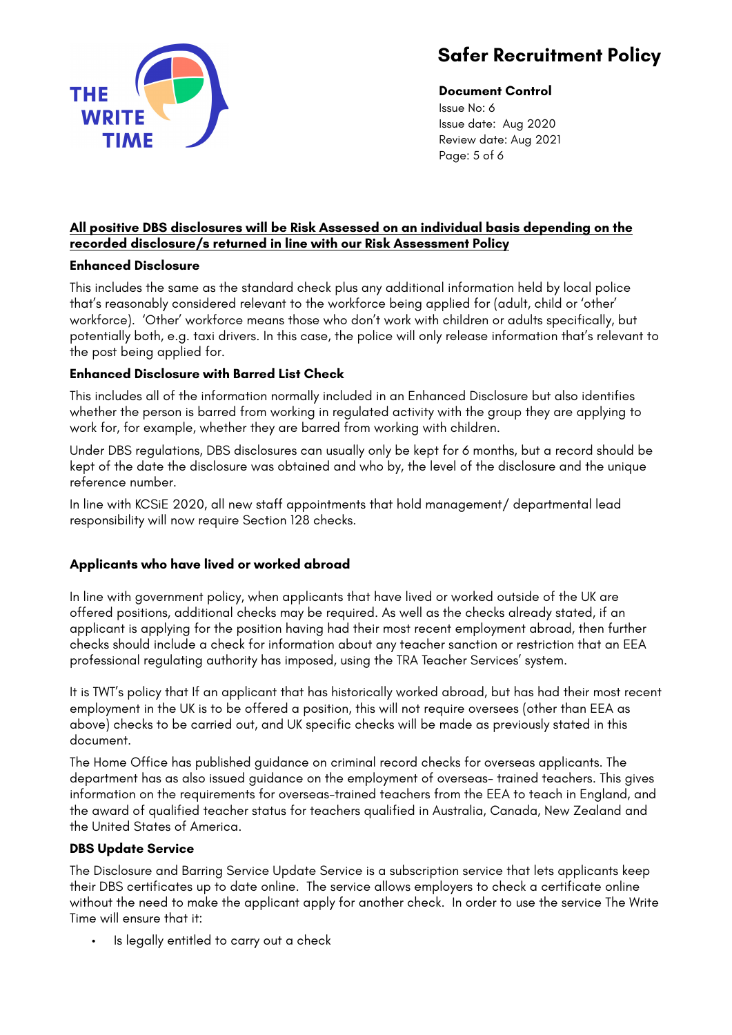**<u>All positive DBS disclosures will be Risk Assessed on an individual basis depending on the recorded disclosure/s returned in line with our Risk Assessment Policy</u>**

**Enhanced Disclosure**

This includes the same as the standard check plus any additional information held by local police that's reasonably considered relevant to the workforce being applied for (adult, child or 'other' workforce). 'Other' workforce means those who don't work with children or adults specifically, but potentially both, e.g. taxi drivers. In this case, the police will only release information that's relevant to the post being applied for.

**Enhanced Disclosure with Barred List Check**

This includes all of the information normally included in an Enhanced Disclosure but also identifies whether the person is barred from working in regulated activity with the group they are applying to work for, for example, whether they are barred from working with children.

Under DBS regulations, DBS disclosures can usually only be kept for 6 months, but a record should be kept of the date the disclosure was obtained and who by, the level of the disclosure and the unique reference number.

In line with KCSiE 2020, all new staff appointments that hold management/ departmental lead responsibility will now require Section 128 checks.

**Applicants who have lived or worked abroad**

In line with government policy, when applicants that have lived or worked outside of the UK are offered positions, additional checks may be required. As well as the checks already stated, if an applicant is applying for the position having had their most recent employment abroad, then further checks should include a check for information about any teacher sanction or restriction that an EEA professional regulating authority has imposed, using the TRA Teacher Services' system.

It is TWT's policy that If an applicant that has historically worked abroad, but has had their most recent employment in the UK is to be offered a position, this will not require oversees (other than EEA as above) checks to be carried out, and UK specific checks will be made as previously stated in this document.

The Home Office has published guidance on criminal record checks for overseas applicants. The department has as also issued guidance on the employment of overseas- trained teachers. This gives information on the requirements for overseas-trained teachers from the EEA to teach in England, and the award of qualified teacher status for teachers qualified in Australia, Canada, New Zealand and the United States of America.

**DBS Update Service**

The Disclosure and Barring Service Update Service is a subscription service that lets applicants keep their DBS certificates up to date online. The service allows employers to check a certificate online without the need to make the applicant apply for another check. In order to use the service The Write Time will ensure that it:

- Is legally entitled to carry out a check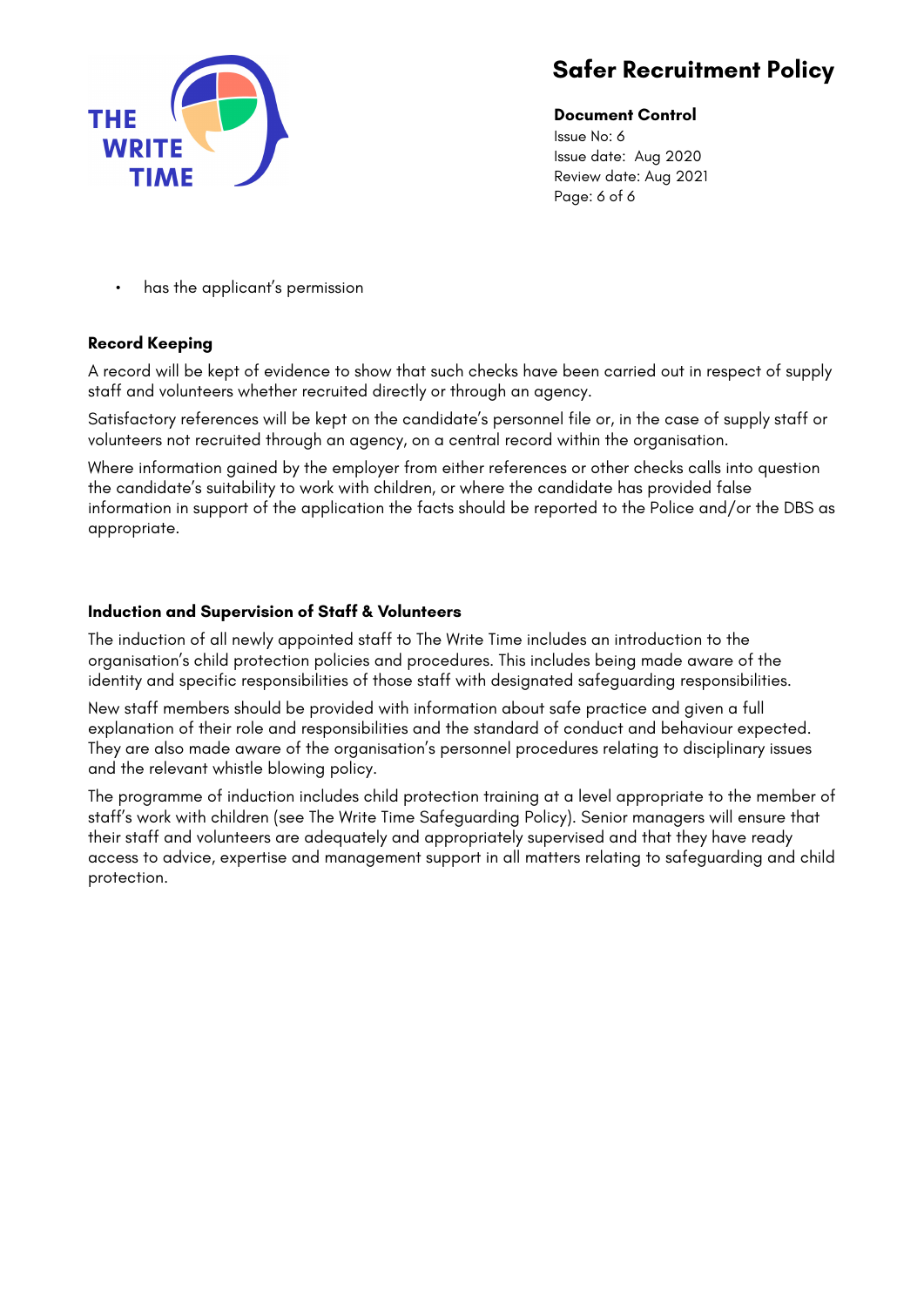- has the applicant's permission

**Record Keeping**

A record will be kept of evidence to show that such checks have been carried out in respect of supply staff and volunteers whether recruited directly or through an agency.

Satisfactory references will be kept on the candidate's personnel file or, in the case of supply staff or volunteers not recruited through an agency, on a central record within the organisation.

Where information gained by the employer from either references or other checks calls into question the candidate's suitability to work with children, or where the candidate has provided false information in support of the application the facts should be reported to the Police and/or the DBS as appropriate.

**Induction and Supervision of Staff & Volunteers**

The induction of all newly appointed staff to The Write Time includes an introduction to the organisation's child protection policies and procedures. This includes being made aware of the identity and specific responsibilities of those staff with designated safeguarding responsibilities.

New staff members should be provided with information about safe practice and given a full explanation of their role and responsibilities and the standard of conduct and behaviour expected. They are also made aware of the organisation's personnel procedures relating to disciplinary issues and the relevant whistle blowing policy.

The programme of induction includes child protection training at a level appropriate to the member of staff's work with children (see The Write Time Safeguarding Policy). Senior managers will ensure that their staff and volunteers are adequately and appropriately supervised and that they have ready access to advice, expertise and management support in all matters relating to safeguarding and child protection.